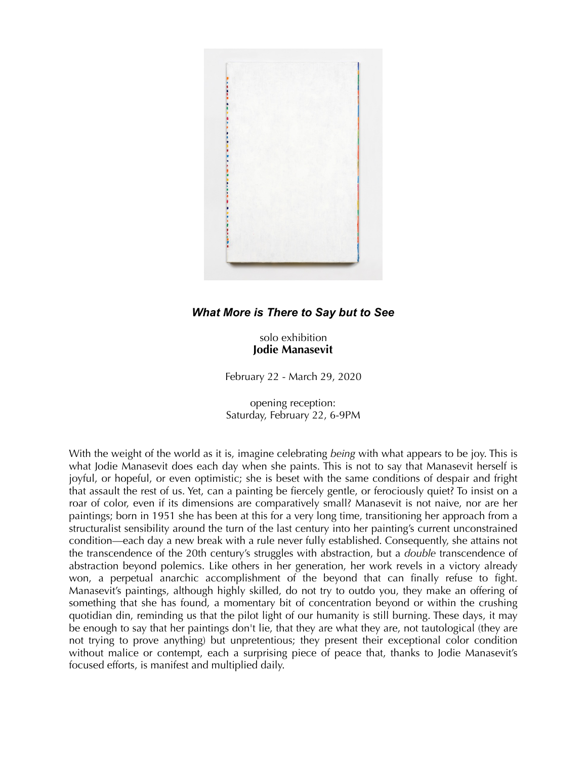***What More is There to Say but to See***

solo exhibition
**Jodie Manasevit**

February 22 - March 29, 2020

opening reception:
Saturday, February 22, 6-9PM

With the weight of the world as it is, imagine celebrating *being* with what appears to be joy. This is what Jodie Manasevit does each day when she paints. This is not to say that Manasevit herself is joyful, or hopeful, or even optimistic; she is beset with the same conditions of despair and fright that assault the rest of us. Yet, can a painting be fiercely gentle, or ferociously quiet? To insist on a roar of color, even if its dimensions are comparatively small? Manasevit is not naive, nor are her paintings; born in 1951 she has been at this for a very long time, transitioning her approach from a structuralist sensibility around the turn of the last century into her painting's current unconstrained condition—each day a new break with a rule never fully established. Consequently, she attains not the transcendence of the 20th century's struggles with abstraction, but a *double* transcendence of abstraction beyond polemics. Like others in her generation, her work revels in a victory already won, a perpetual anarchic accomplishment of the beyond that can finally refuse to fight. Manasevit's paintings, although highly skilled, do not try to outdo you, they make an offering of something that she has found, a momentary bit of concentration beyond or within the crushing quotidian din, reminding us that the pilot light of our humanity is still burning. These days, it may be enough to say that her paintings don't lie, that they are what they are, not tautological (they are not trying to prove anything) but unpretentious; they present their exceptional color condition without malice or contempt, each a surprising piece of peace that, thanks to Jodie Manasevit's focused efforts, is manifest and multiplied daily.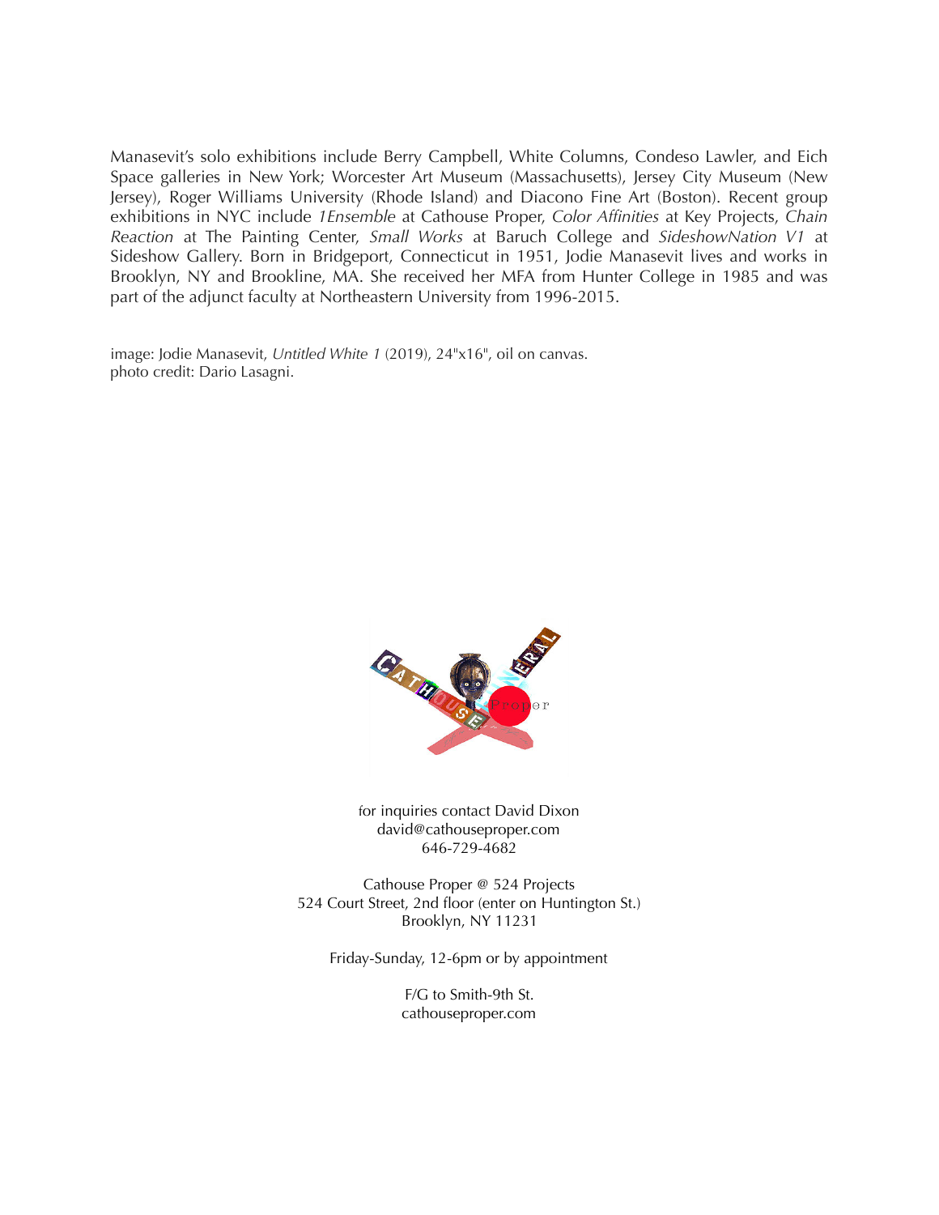Manasevit's solo exhibitions include Berry Campbell, White Columns, Condeso Lawler, and Eich Space galleries in New York; Worcester Art Museum (Massachusetts), Jersey City Museum (New Jersey), Roger Williams University (Rhode Island) and Diacono Fine Art (Boston). Recent group exhibitions in NYC include *1Ensemble* at Cathouse Proper, *Color Affinities* at Key Projects, *Chain Reaction* at The Painting Center, *Small Works* at Baruch College and *SideshowNation V1* at Sideshow Gallery. Born in Bridgeport, Connecticut in 1951, Jodie Manasevit lives and works in Brooklyn, NY and Brookline, MA. She received her MFA from Hunter College in 1985 and was part of the adjunct faculty at Northeastern University from 1996-2015.

image: Jodie Manasevit, *Untitled White 1* (2019), 24"x16", oil on canvas.
photo credit: Dario Lasagni.

for inquiries contact David Dixon
david@cathouseproper.com
646-729-4682

Cathouse Proper @ 524 Projects
524 Court Street, 2nd floor (enter on Huntington St.)
Brooklyn, NY 11231

Friday-Sunday, 12-6pm or by appointment

F/G to Smith-9th St.
cathouseproper.com